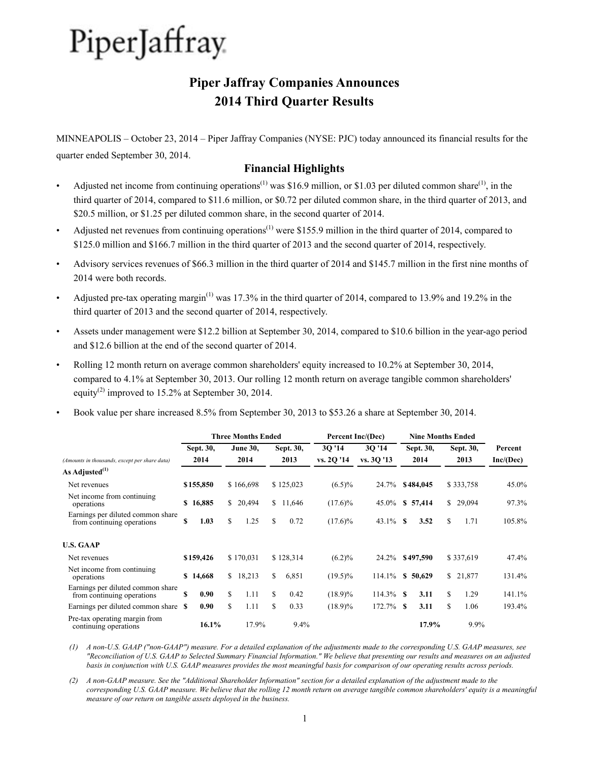PiperJaffray

# Piper Jaffray Companies Announces 2014 Third Quarter Results

MINNEAPOLIS – October 23, 2014 – Piper Jaffray Companies (NYSE: PJC) today announced its financial results for the quarter ended September 30, 2014.

## Financial Highlights

- Adjusted net income from continuing operations[(1)] was $16.9 million, or $1.03 per diluted common share[(1)], in the third quarter of 2014, compared to $11.6 million, or $0.72 per diluted common share, in the third quarter of 2013, and $20.5 million, or $1.25 per diluted common share, in the second quarter of 2014.
- Adjusted net revenues from continuing operations[(1)] were $155.9 million in the third quarter of 2014, compared to $125.0 million and $166.7 million in the third quarter of 2013 and the second quarter of 2014, respectively.
- Advisory services revenues of $66.3 million in the third quarter of 2014 and $145.7 million in the first nine months of 2014 were both records.
- Adjusted pre-tax operating margin[(1)] was 17.3% in the third quarter of 2014, compared to 13.9% and 19.2% in the third quarter of 2013 and the second quarter of 2014, respectively.
- Assets under management were $12.2 billion at September 30, 2014, compared to $10.6 billion in the year-ago period and $12.6 billion at the end of the second quarter of 2014.
- Rolling 12 month return on average common shareholders' equity increased to 10.2% at September 30, 2014, compared to 4.1% at September 30, 2013. Our rolling 12 month return on average tangible common shareholders' equity[(2)] improved to 15.2% at September 30, 2014.
- Book value per share increased 8.5% from September 30, 2013 to $53.26 a share at September 30, 2014.

| | Three Months Ended | | | Percent Inc/(Dec) | | Nine Months Ended | | |
|---|---|---|---|---|---|---|---|---|
| *(Amounts in thousands, except per share data)* | Sept. 30, 2014 | June 30, 2014 | Sept. 30, 2013 | 3Q '14 vs. 2Q '14 | 3Q '14 vs. 3Q '13 | Sept. 30, 2014 | Sept. 30, 2013 | Percent Inc/(Dec) |
| **As Adjusted[(1)]** | | | | | | | | |
| Net revenues | **$155,850** | $ 166,698 | $ 125,023 | (6.5)% | 24.7% | **$484,045** | $ 333,758 | 45.0% |
| Net income from continuing operations | **$ 16,885** | $ 20,494 | $ 11,646 | (17.6)% | 45.0% | **$ 57,414** | $ 29,094 | 97.3% |
| Earnings per diluted common share from continuing operations | **$ 1.03** | $ 1.25 | $ 0.72 | (17.6)% | 43.1% | **$ 3.52** | $ 1.71 | 105.8% |
| **U.S. GAAP** | | | | | | | | |
| Net revenues | **$159,426** | $ 170,031 | $ 128,314 | (6.2)% | 24.2% | **$497,590** | $ 337,619 | 47.4% |
| Net income from continuing operations | **$ 14,668** | $ 18,213 | $ 6,851 | (19.5)% | 114.1% | **$ 50,629** | $ 21,877 | 131.4% |
| Earnings per diluted common share from continuing operations | **$ 0.90** | $ 1.11 | $ 0.42 | (18.9)% | 114.3% | **$ 3.11** | $ 1.29 | 141.1% |
| Earnings per diluted common share | **$ 0.90** | $ 1.11 | $ 0.33 | (18.9)% | 172.7% | **$ 3.11** | $ 1.06 | 193.4% |
| Pre-tax operating margin from continuing operations | **16.1%** | 17.9% | 9.4% | | | **17.9%** | 9.9% | |

*(1) A non-U.S. GAAP ("non-GAAP") measure. For a detailed explanation of the adjustments made to the corresponding U.S. GAAP measures, see "Reconciliation of U.S. GAAP to Selected Summary Financial Information." We believe that presenting our results and measures on an adjusted basis in conjunction with U.S. GAAP measures provides the most meaningful basis for comparison of our operating results across periods.*

*(2) A non-GAAP measure. See the "Additional Shareholder Information" section for a detailed explanation of the adjustment made to the corresponding U.S. GAAP measure. We believe that the rolling 12 month return on average tangible common shareholders' equity is a meaningful measure of our return on tangible assets deployed in the business.*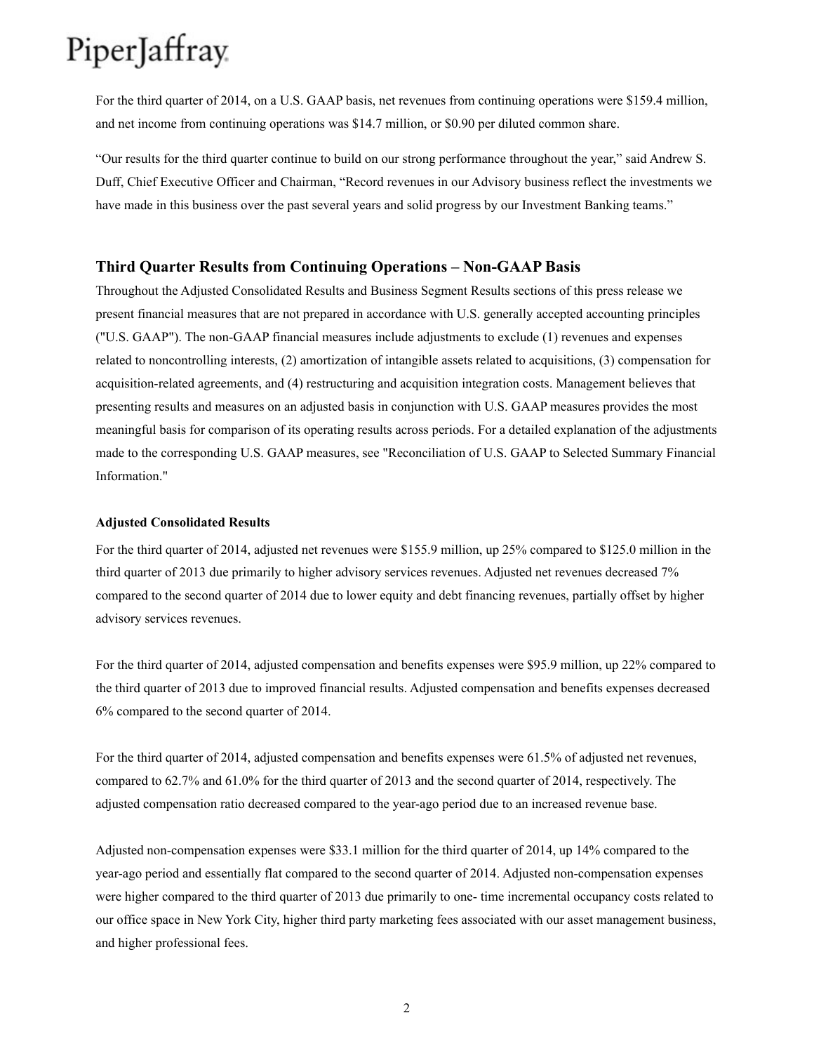For the third quarter of 2014, on a U.S. GAAP basis, net revenues from continuing operations were $159.4 million, and net income from continuing operations was $14.7 million, or $0.90 per diluted common share.

"Our results for the third quarter continue to build on our strong performance throughout the year," said Andrew S. Duff, Chief Executive Officer and Chairman, "Record revenues in our Advisory business reflect the investments we have made in this business over the past several years and solid progress by our Investment Banking teams."

## Third Quarter Results from Continuing Operations – Non-GAAP Basis

Throughout the Adjusted Consolidated Results and Business Segment Results sections of this press release we present financial measures that are not prepared in accordance with U.S. generally accepted accounting principles ("U.S. GAAP"). The non-GAAP financial measures include adjustments to exclude (1) revenues and expenses related to noncontrolling interests, (2) amortization of intangible assets related to acquisitions, (3) compensation for acquisition-related agreements, and (4) restructuring and acquisition integration costs. Management believes that presenting results and measures on an adjusted basis in conjunction with U.S. GAAP measures provides the most meaningful basis for comparison of its operating results across periods. For a detailed explanation of the adjustments made to the corresponding U.S. GAAP measures, see "Reconciliation of U.S. GAAP to Selected Summary Financial Information."

**Adjusted Consolidated Results**

For the third quarter of 2014, adjusted net revenues were $155.9 million, up 25% compared to $125.0 million in the third quarter of 2013 due primarily to higher advisory services revenues. Adjusted net revenues decreased 7% compared to the second quarter of 2014 due to lower equity and debt financing revenues, partially offset by higher advisory services revenues.

For the third quarter of 2014, adjusted compensation and benefits expenses were $95.9 million, up 22% compared to the third quarter of 2013 due to improved financial results. Adjusted compensation and benefits expenses decreased 6% compared to the second quarter of 2014.

For the third quarter of 2014, adjusted compensation and benefits expenses were 61.5% of adjusted net revenues, compared to 62.7% and 61.0% for the third quarter of 2013 and the second quarter of 2014, respectively. The adjusted compensation ratio decreased compared to the year-ago period due to an increased revenue base.

Adjusted non-compensation expenses were $33.1 million for the third quarter of 2014, up 14% compared to the year-ago period and essentially flat compared to the second quarter of 2014. Adjusted non-compensation expenses were higher compared to the third quarter of 2013 due primarily to one- time incremental occupancy costs related to our office space in New York City, higher third party marketing fees associated with our asset management business, and higher professional fees.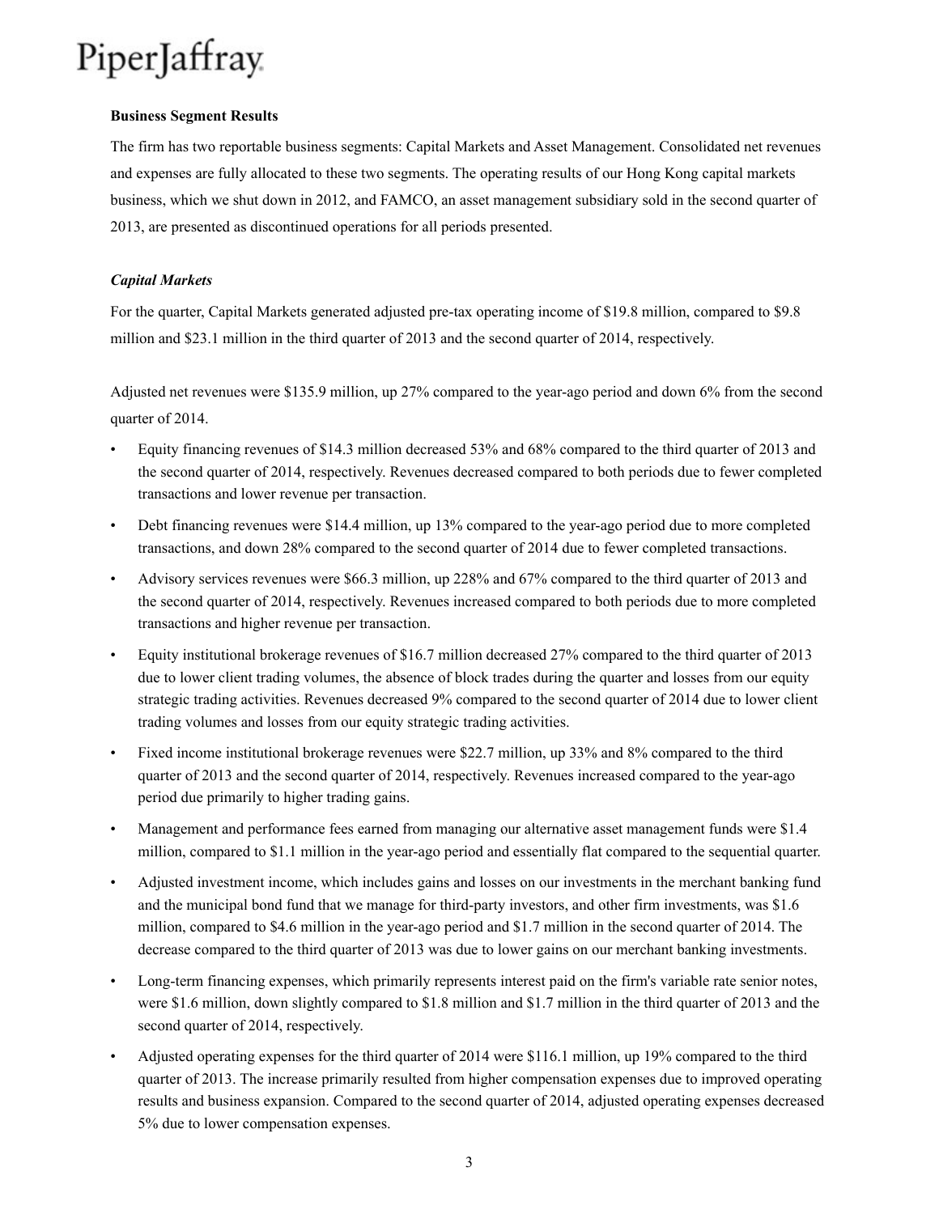**Business Segment Results**

The firm has two reportable business segments: Capital Markets and Asset Management. Consolidated net revenues and expenses are fully allocated to these two segments. The operating results of our Hong Kong capital markets business, which we shut down in 2012, and FAMCO, an asset management subsidiary sold in the second quarter of 2013, are presented as discontinued operations for all periods presented.

***Capital Markets***

For the quarter, Capital Markets generated adjusted pre-tax operating income of $19.8 million, compared to $9.8 million and $23.1 million in the third quarter of 2013 and the second quarter of 2014, respectively.

Adjusted net revenues were $135.9 million, up 27% compared to the year-ago period and down 6% from the second quarter of 2014.

- Equity financing revenues of $14.3 million decreased 53% and 68% compared to the third quarter of 2013 and the second quarter of 2014, respectively. Revenues decreased compared to both periods due to fewer completed transactions and lower revenue per transaction.
- Debt financing revenues were $14.4 million, up 13% compared to the year-ago period due to more completed transactions, and down 28% compared to the second quarter of 2014 due to fewer completed transactions.
- Advisory services revenues were $66.3 million, up 228% and 67% compared to the third quarter of 2013 and the second quarter of 2014, respectively. Revenues increased compared to both periods due to more completed transactions and higher revenue per transaction.
- Equity institutional brokerage revenues of $16.7 million decreased 27% compared to the third quarter of 2013 due to lower client trading volumes, the absence of block trades during the quarter and losses from our equity strategic trading activities. Revenues decreased 9% compared to the second quarter of 2014 due to lower client trading volumes and losses from our equity strategic trading activities.
- Fixed income institutional brokerage revenues were $22.7 million, up 33% and 8% compared to the third quarter of 2013 and the second quarter of 2014, respectively. Revenues increased compared to the year-ago period due primarily to higher trading gains.
- Management and performance fees earned from managing our alternative asset management funds were $1.4 million, compared to $1.1 million in the year-ago period and essentially flat compared to the sequential quarter.
- Adjusted investment income, which includes gains and losses on our investments in the merchant banking fund and the municipal bond fund that we manage for third-party investors, and other firm investments, was $1.6 million, compared to $4.6 million in the year-ago period and $1.7 million in the second quarter of 2014. The decrease compared to the third quarter of 2013 was due to lower gains on our merchant banking investments.
- Long-term financing expenses, which primarily represents interest paid on the firm's variable rate senior notes, were $1.6 million, down slightly compared to $1.8 million and $1.7 million in the third quarter of 2013 and the second quarter of 2014, respectively.
- Adjusted operating expenses for the third quarter of 2014 were $116.1 million, up 19% compared to the third quarter of 2013. The increase primarily resulted from higher compensation expenses due to improved operating results and business expansion. Compared to the second quarter of 2014, adjusted operating expenses decreased 5% due to lower compensation expenses.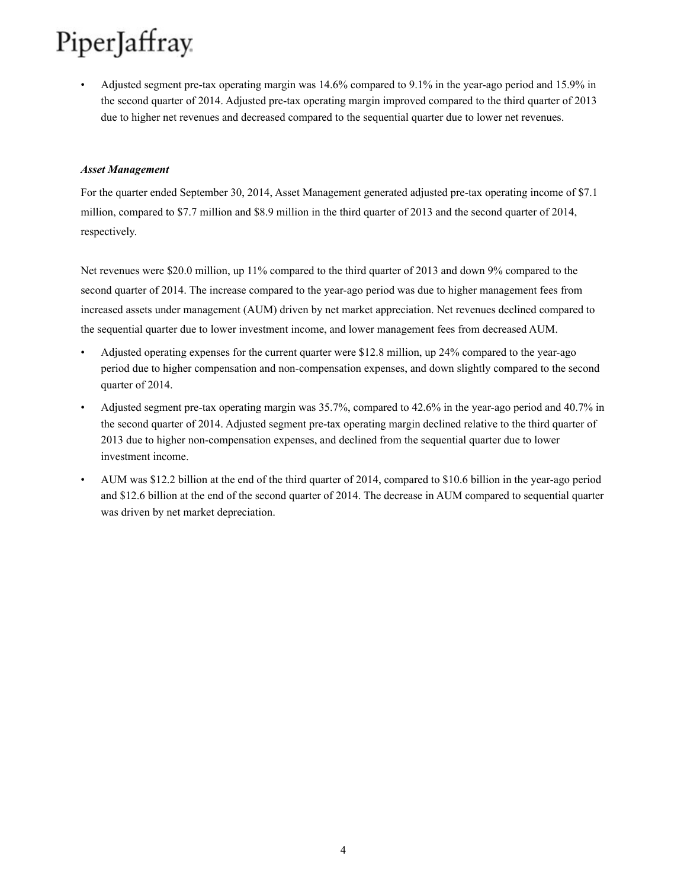- Adjusted segment pre-tax operating margin was 14.6% compared to 9.1% in the year-ago period and 15.9% in the second quarter of 2014. Adjusted pre-tax operating margin improved compared to the third quarter of 2013 due to higher net revenues and decreased compared to the sequential quarter due to lower net revenues.

***Asset Management***

For the quarter ended September 30, 2014, Asset Management generated adjusted pre-tax operating income of $7.1 million, compared to $7.7 million and $8.9 million in the third quarter of 2013 and the second quarter of 2014, respectively.

Net revenues were $20.0 million, up 11% compared to the third quarter of 2013 and down 9% compared to the second quarter of 2014. The increase compared to the year-ago period was due to higher management fees from increased assets under management (AUM) driven by net market appreciation. Net revenues declined compared to the sequential quarter due to lower investment income, and lower management fees from decreased AUM.

- Adjusted operating expenses for the current quarter were $12.8 million, up 24% compared to the year-ago period due to higher compensation and non-compensation expenses, and down slightly compared to the second quarter of 2014.
- Adjusted segment pre-tax operating margin was 35.7%, compared to 42.6% in the year-ago period and 40.7% in the second quarter of 2014. Adjusted segment pre-tax operating margin declined relative to the third quarter of 2013 due to higher non-compensation expenses, and declined from the sequential quarter due to lower investment income.
- AUM was $12.2 billion at the end of the third quarter of 2014, compared to $10.6 billion in the year-ago period and $12.6 billion at the end of the second quarter of 2014. The decrease in AUM compared to sequential quarter was driven by net market depreciation.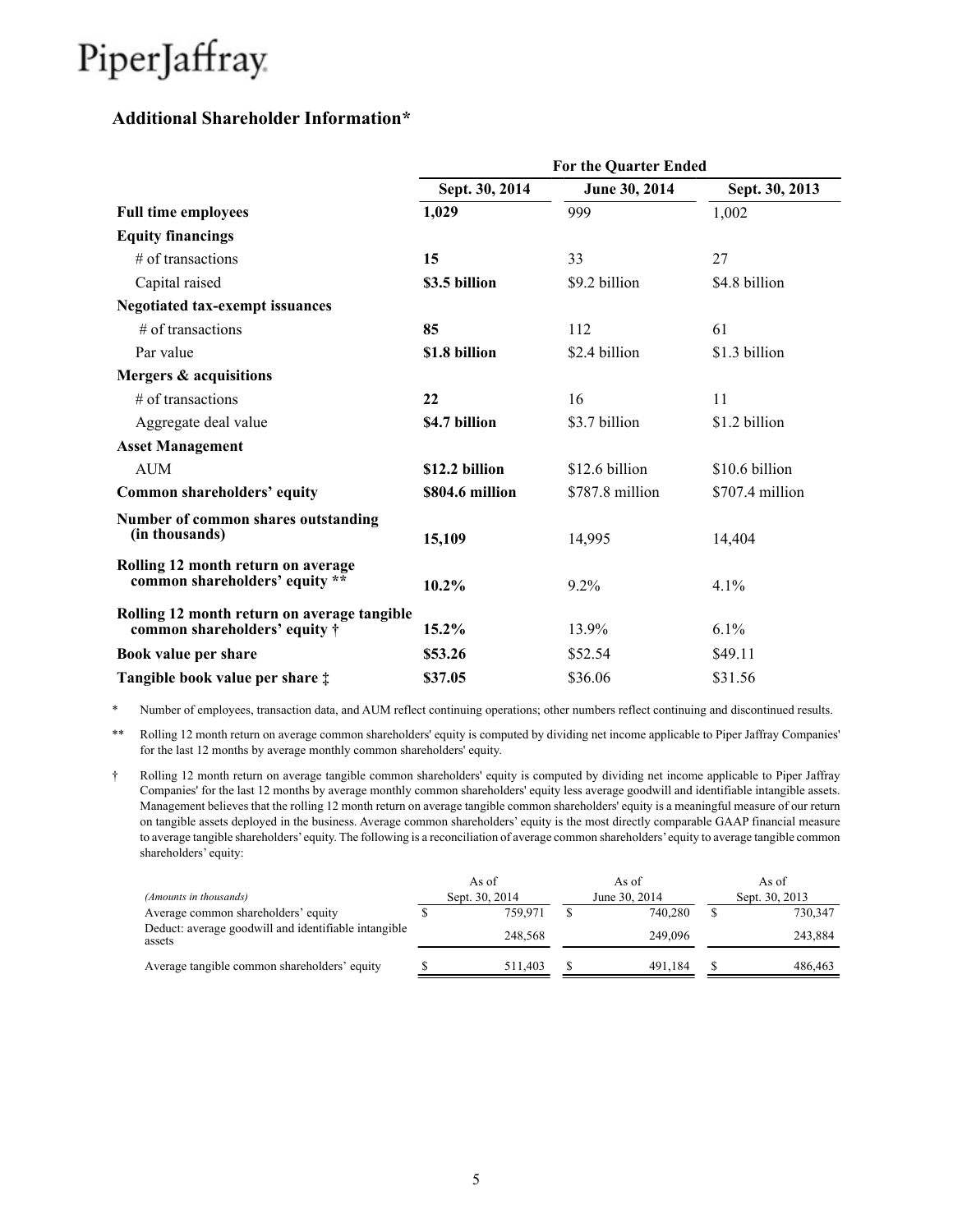PiperJaffray

## Additional Shareholder Information*

| | For the Quarter Ended | | |
|---|---|---|---|
| | **Sept. 30, 2014** | **June 30, 2014** | **Sept. 30, 2013** |
| **Full time employees** | **1,029** | 999 | 1,002 |
| **Equity financings** | | | |
| # of transactions | **15** | 33 | 27 |
| Capital raised | **$3.5 billion** | $9.2 billion | $4.8 billion |
| **Negotiated tax-exempt issuances** | | | |
| # of transactions | **85** | 112 | 61 |
| Par value | **$1.8 billion** | $2.4 billion | $1.3 billion |
| **Mergers & acquisitions** | | | |
| # of transactions | **22** | 16 | 11 |
| Aggregate deal value | **$4.7 billion** | $3.7 billion | $1.2 billion |
| **Asset Management** | | | |
| AUM | **$12.2 billion** | $12.6 billion | $10.6 billion |
| **Common shareholders' equity** | **$804.6 million** | $787.8 million | $707.4 million |
| **Number of common shares outstanding (in thousands)** | **15,109** | 14,995 | 14,404 |
| **Rolling 12 month return on average common shareholders' equity ** ** | **10.2%** | 9.2% | 4.1% |
| **Rolling 12 month return on average tangible common shareholders' equity †** | **15.2%** | 13.9% | 6.1% |
| **Book value per share** | **$53.26** | $52.54 | $49.11 |
| **Tangible book value per share ‡** | **$37.05** | $36.06 | $31.56 |

\* Number of employees, transaction data, and AUM reflect continuing operations; other numbers reflect continuing and discontinued results.

** Rolling 12 month return on average common shareholders' equity is computed by dividing net income applicable to Piper Jaffray Companies' for the last 12 months by average monthly common shareholders' equity.

† Rolling 12 month return on average tangible common shareholders' equity is computed by dividing net income applicable to Piper Jaffray Companies' for the last 12 months by average monthly common shareholders' equity less average goodwill and identifiable intangible assets. Management believes that the rolling 12 month return on average tangible common shareholders' equity is a meaningful measure of our return on tangible assets deployed in the business. Average common shareholders' equity is the most directly comparable GAAP financial measure to average tangible shareholders' equity. The following is a reconciliation of average common shareholders' equity to average tangible common shareholders' equity:

| *(Amounts in thousands)* | As of Sept. 30, 2014 | As of June 30, 2014 | As of Sept. 30, 2013 |
|---|---|---|---|
| Average common shareholders' equity | $ 759,971 | $ 740,280 | $ 730,347 |
| Deduct: average goodwill and identifiable intangible assets | 248,568 | 249,096 | 243,884 |
| Average tangible common shareholders' equity | $ 511,403 | $ 491,184 | $ 486,463 |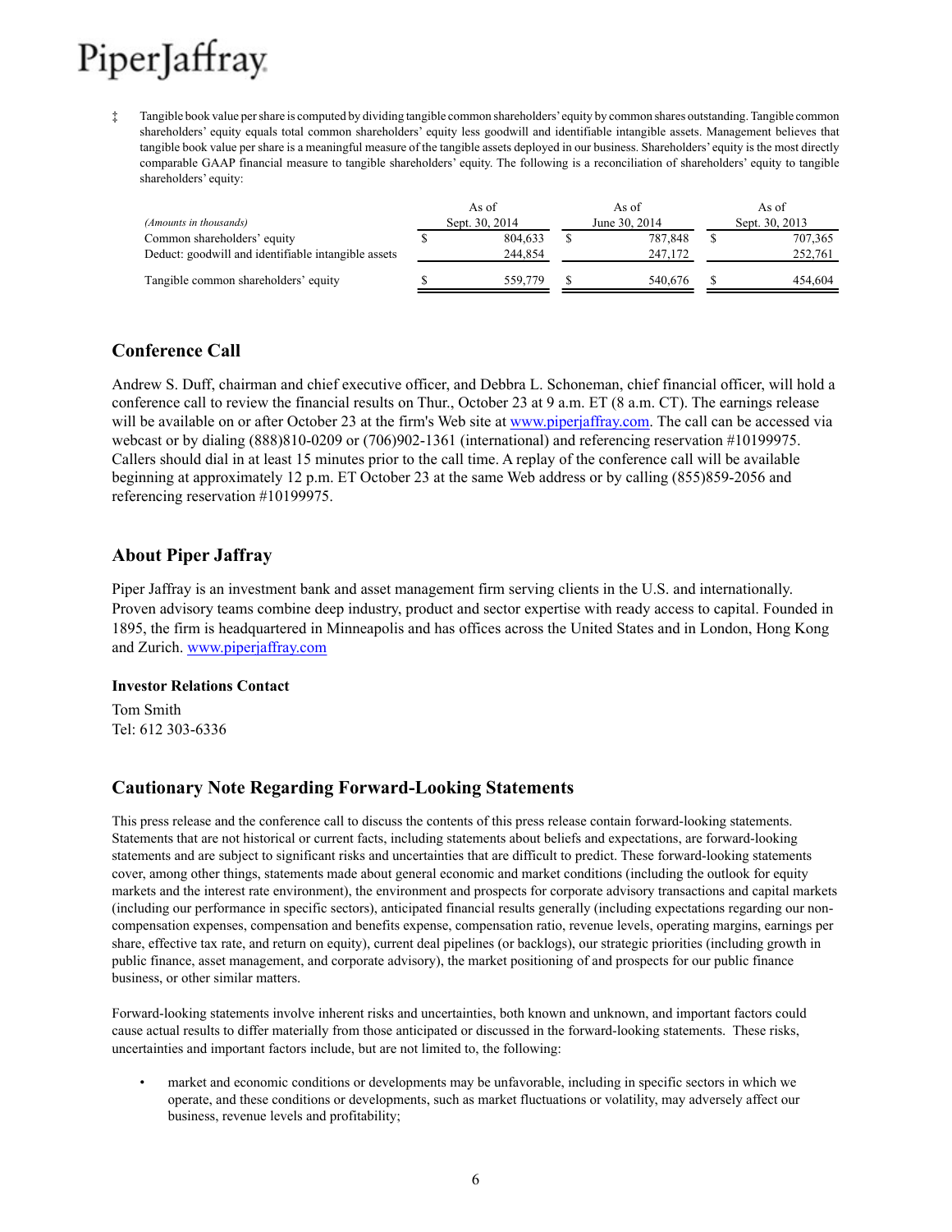‡ Tangible book value per share is computed by dividing tangible common shareholders' equity by common shares outstanding. Tangible common shareholders' equity equals total common shareholders' equity less goodwill and identifiable intangible assets. Management believes that tangible book value per share is a meaningful measure of the tangible assets deployed in our business. Shareholders' equity is the most directly comparable GAAP financial measure to tangible shareholders' equity. The following is a reconciliation of shareholders' equity to tangible shareholders' equity:

| *(Amounts in thousands)* | As of Sept. 30, 2014 | As of June 30, 2014 | As of Sept. 30, 2013 |
|---|---|---|---|
| Common shareholders' equity | $ 804,633 | $ 787,848 | $ 707,365 |
| Deduct: goodwill and identifiable intangible assets | 244,854 | 247,172 | 252,761 |
| Tangible common shareholders' equity | $ 559,779 | $ 540,676 | $ 454,604 |

## Conference Call

Andrew S. Duff, chairman and chief executive officer, and Debbra L. Schoneman, chief financial officer, will hold a conference call to review the financial results on Thur., October 23 at 9 a.m. ET (8 a.m. CT). The earnings release will be available on or after October 23 at the firm's Web site at www.piperjaffray.com. The call can be accessed via webcast or by dialing (888)810-0209 or (706)902-1361 (international) and referencing reservation #10199975. Callers should dial in at least 15 minutes prior to the call time. A replay of the conference call will be available beginning at approximately 12 p.m. ET October 23 at the same Web address or by calling (855)859-2056 and referencing reservation #10199975.

## About Piper Jaffray

Piper Jaffray is an investment bank and asset management firm serving clients in the U.S. and internationally. Proven advisory teams combine deep industry, product and sector expertise with ready access to capital. Founded in 1895, the firm is headquartered in Minneapolis and has offices across the United States and in London, Hong Kong and Zurich. www.piperjaffray.com

**Investor Relations Contact**

Tom Smith
Tel: 612 303-6336

## Cautionary Note Regarding Forward-Looking Statements

This press release and the conference call to discuss the contents of this press release contain forward-looking statements. Statements that are not historical or current facts, including statements about beliefs and expectations, are forward-looking statements and are subject to significant risks and uncertainties that are difficult to predict. These forward-looking statements cover, among other things, statements made about general economic and market conditions (including the outlook for equity markets and the interest rate environment), the environment and prospects for corporate advisory transactions and capital markets (including our performance in specific sectors), anticipated financial results generally (including expectations regarding our non-compensation expenses, compensation and benefits expense, compensation ratio, revenue levels, operating margins, earnings per share, effective tax rate, and return on equity), current deal pipelines (or backlogs), our strategic priorities (including growth in public finance, asset management, and corporate advisory), the market positioning of and prospects for our public finance business, or other similar matters.

Forward-looking statements involve inherent risks and uncertainties, both known and unknown, and important factors could cause actual results to differ materially from those anticipated or discussed in the forward-looking statements. These risks, uncertainties and important factors include, but are not limited to, the following:

- market and economic conditions or developments may be unfavorable, including in specific sectors in which we operate, and these conditions or developments, such as market fluctuations or volatility, may adversely affect our business, revenue levels and profitability;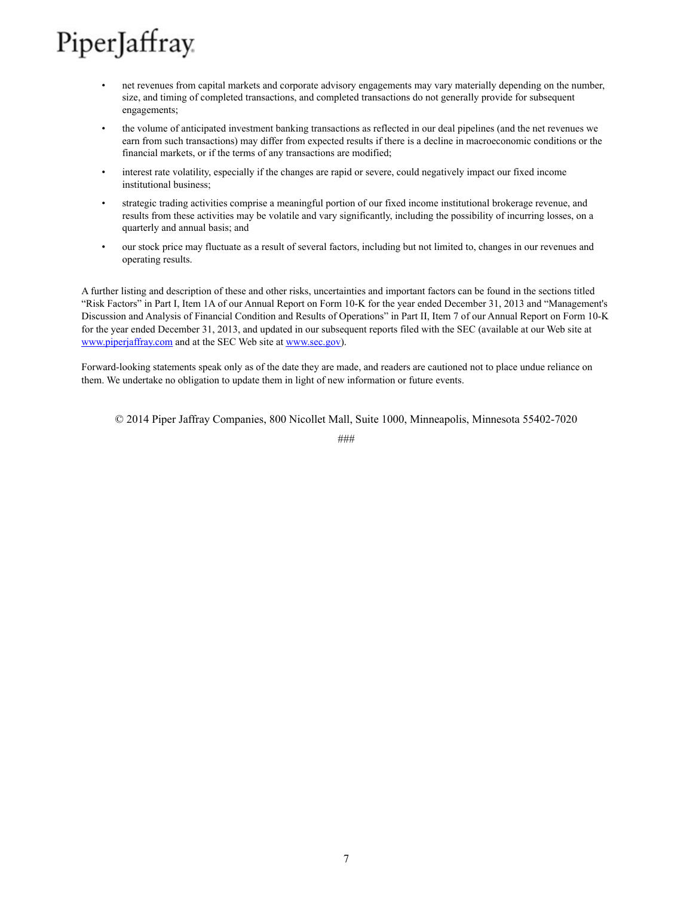- net revenues from capital markets and corporate advisory engagements may vary materially depending on the number, size, and timing of completed transactions, and completed transactions do not generally provide for subsequent engagements;
- the volume of anticipated investment banking transactions as reflected in our deal pipelines (and the net revenues we earn from such transactions) may differ from expected results if there is a decline in macroeconomic conditions or the financial markets, or if the terms of any transactions are modified;
- interest rate volatility, especially if the changes are rapid or severe, could negatively impact our fixed income institutional business;
- strategic trading activities comprise a meaningful portion of our fixed income institutional brokerage revenue, and results from these activities may be volatile and vary significantly, including the possibility of incurring losses, on a quarterly and annual basis; and
- our stock price may fluctuate as a result of several factors, including but not limited to, changes in our revenues and operating results.

A further listing and description of these and other risks, uncertainties and important factors can be found in the sections titled "Risk Factors" in Part I, Item 1A of our Annual Report on Form 10-K for the year ended December 31, 2013 and "Management's Discussion and Analysis of Financial Condition and Results of Operations" in Part II, Item 7 of our Annual Report on Form 10-K for the year ended December 31, 2013, and updated in our subsequent reports filed with the SEC (available at our Web site at www.piperjaffray.com and at the SEC Web site at www.sec.gov).

Forward-looking statements speak only as of the date they are made, and readers are cautioned not to place undue reliance on them. We undertake no obligation to update them in light of new information or future events.

© 2014 Piper Jaffray Companies, 800 Nicollet Mall, Suite 1000, Minneapolis, Minnesota 55402-7020

###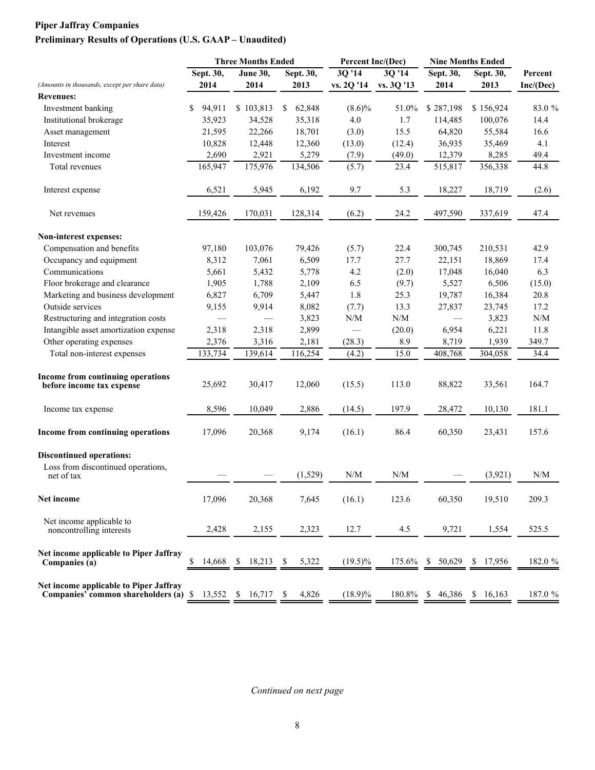**Piper Jaffray Companies**

**Preliminary Results of Operations (U.S. GAAP – Unaudited)**

| *(Amounts in thousands, except per share data)* | Three Months Ended Sept. 30, 2014 | Three Months Ended June 30, 2014 | Three Months Ended Sept. 30, 2013 | Percent Inc/(Dec) 3Q '14 vs. 2Q '14 | Percent Inc/(Dec) 3Q '14 vs. 3Q '13 | Nine Months Ended Sept. 30, 2014 | Nine Months Ended Sept. 30, 2013 | Percent Inc/(Dec) |
|---|---|---|---|---|---|---|---|---|
| **Revenues:** | | | | | | | | |
| Investment banking | $ 94,911 | $ 103,813 | $ 62,848 | (8.6)% | 51.0% | $ 287,198 | $ 156,924 | 83.0 % |
| Institutional brokerage | 35,923 | 34,528 | 35,318 | 4.0 | 1.7 | 114,485 | 100,076 | 14.4 |
| Asset management | 21,595 | 22,266 | 18,701 | (3.0) | 15.5 | 64,820 | 55,584 | 16.6 |
| Interest | 10,828 | 12,448 | 12,360 | (13.0) | (12.4) | 36,935 | 35,469 | 4.1 |
| Investment income | 2,690 | 2,921 | 5,279 | (7.9) | (49.0) | 12,379 | 8,285 | 49.4 |
| Total revenues | 165,947 | 175,976 | 134,506 | (5.7) | 23.4 | 515,817 | 356,338 | 44.8 |
| Interest expense | 6,521 | 5,945 | 6,192 | 9.7 | 5.3 | 18,227 | 18,719 | (2.6) |
| Net revenues | 159,426 | 170,031 | 128,314 | (6.2) | 24.2 | 497,590 | 337,619 | 47.4 |
| **Non-interest expenses:** | | | | | | | | |
| Compensation and benefits | 97,180 | 103,076 | 79,426 | (5.7) | 22.4 | 300,745 | 210,531 | 42.9 |
| Occupancy and equipment | 8,312 | 7,061 | 6,509 | 17.7 | 27.7 | 22,151 | 18,869 | 17.4 |
| Communications | 5,661 | 5,432 | 5,778 | 4.2 | (2.0) | 17,048 | 16,040 | 6.3 |
| Floor brokerage and clearance | 1,905 | 1,788 | 2,109 | 6.5 | (9.7) | 5,527 | 6,506 | (15.0) |
| Marketing and business development | 6,827 | 6,709 | 5,447 | 1.8 | 25.3 | 19,787 | 16,384 | 20.8 |
| Outside services | 9,155 | 9,914 | 8,082 | (7.7) | 13.3 | 27,837 | 23,745 | 17.2 |
| Restructuring and integration costs | — | — | 3,823 | N/M | N/M | — | 3,823 | N/M |
| Intangible asset amortization expense | 2,318 | 2,318 | 2,899 | — | (20.0) | 6,954 | 6,221 | 11.8 |
| Other operating expenses | 2,376 | 3,316 | 2,181 | (28.3) | 8.9 | 8,719 | 1,939 | 349.7 |
| Total non-interest expenses | 133,734 | 139,614 | 116,254 | (4.2) | 15.0 | 408,768 | 304,058 | 34.4 |
| **Income from continuing operations before income tax expense** | 25,692 | 30,417 | 12,060 | (15.5) | 113.0 | 88,822 | 33,561 | 164.7 |
| Income tax expense | 8,596 | 10,049 | 2,886 | (14.5) | 197.9 | 28,472 | 10,130 | 181.1 |
| **Income from continuing operations** | 17,096 | 20,368 | 9,174 | (16.1) | 86.4 | 60,350 | 23,431 | 157.6 |
| **Discontinued operations:** | | | | | | | | |
| Loss from discontinued operations, net of tax | — | — | (1,529) | N/M | N/M | — | (3,921) | N/M |
| **Net income** | 17,096 | 20,368 | 7,645 | (16.1) | 123.6 | 60,350 | 19,510 | 209.3 |
| Net income applicable to noncontrolling interests | 2,428 | 2,155 | 2,323 | 12.7 | 4.5 | 9,721 | 1,554 | 525.5 |
| **Net income applicable to Piper Jaffray Companies (a)** | $ 14,668 | $ 18,213 | $ 5,322 | (19.5)% | 175.6% | $ 50,629 | $ 17,956 | 182.0 % |
| **Net income applicable to Piper Jaffray Companies' common shareholders (a)** | $ 13,552 | $ 16,717 | $ 4,826 | (18.9)% | 180.8% | $ 46,386 | $ 16,163 | 187.0 % |

*Continued on next page*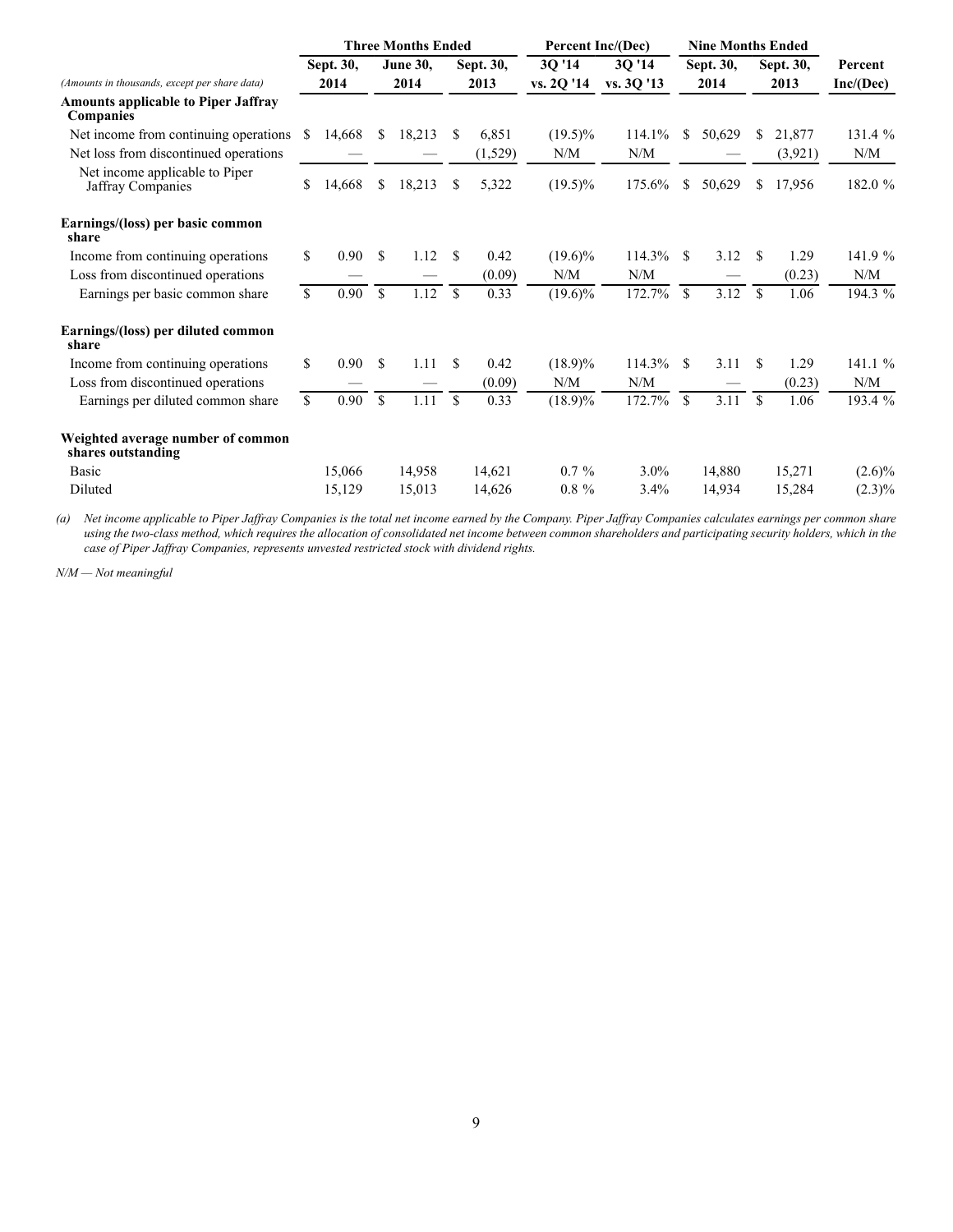| (Amounts in thousands, except per share data) | Three Months Ended | | | Percent Inc/(Dec) | | Nine Months Ended | | |
|---|---|---|---|---|---|---|---|---|
| | Sept. 30, 2014 | June 30, 2014 | Sept. 30, 2013 | 3Q '14 vs. 2Q '14 | 3Q '14 vs. 3Q '13 | Sept. 30, 2014 | Sept. 30, 2013 | Percent Inc/(Dec) |
| **Amounts applicable to Piper Jaffray Companies** | | | | | | | | |
| Net income from continuing operations | $ 14,668 | $ 18,213 | $ 6,851 | (19.5)% | 114.1% | $ 50,629 | $ 21,877 | 131.4 % |
| Net loss from discontinued operations | — | — | (1,529) | N/M | N/M | — | (3,921) | N/M |
| Net income applicable to Piper Jaffray Companies | $ 14,668 | $ 18,213 | $ 5,322 | (19.5)% | 175.6% | $ 50,629 | $ 17,956 | 182.0 % |
| **Earnings/(loss) per basic common share** | | | | | | | | |
| Income from continuing operations | $ 0.90 | $ 1.12 | $ 0.42 | (19.6)% | 114.3% | $ 3.12 | $ 1.29 | 141.9 % |
| Loss from discontinued operations | — | — | (0.09) | N/M | N/M | — | (0.23) | N/M |
| Earnings per basic common share | $ 0.90 | $ 1.12 | $ 0.33 | (19.6)% | 172.7% | $ 3.12 | $ 1.06 | 194.3 % |
| **Earnings/(loss) per diluted common share** | | | | | | | | |
| Income from continuing operations | $ 0.90 | $ 1.11 | $ 0.42 | (18.9)% | 114.3% | $ 3.11 | $ 1.29 | 141.1 % |
| Loss from discontinued operations | — | — | (0.09) | N/M | N/M | — | (0.23) | N/M |
| Earnings per diluted common share | $ 0.90 | $ 1.11 | $ 0.33 | (18.9)% | 172.7% | $ 3.11 | $ 1.06 | 193.4 % |
| **Weighted average number of common shares outstanding** | | | | | | | | |
| Basic | 15,066 | 14,958 | 14,621 | 0.7 % | 3.0% | 14,880 | 15,271 | (2.6)% |
| Diluted | 15,129 | 15,013 | 14,626 | 0.8 % | 3.4% | 14,934 | 15,284 | (2.3)% |

*(a) Net income applicable to Piper Jaffray Companies is the total net income earned by the Company. Piper Jaffray Companies calculates earnings per common share using the two-class method, which requires the allocation of consolidated net income between common shareholders and participating security holders, which in the case of Piper Jaffray Companies, represents unvested restricted stock with dividend rights.*

*N/M — Not meaningful*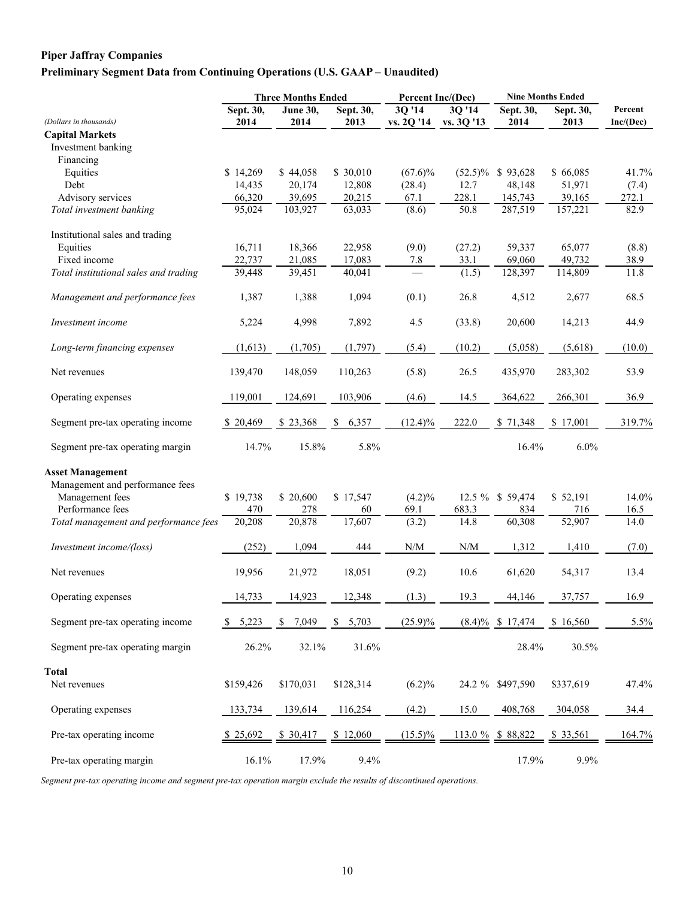**Piper Jaffray Companies**

**Preliminary Segment Data from Continuing Operations (U.S. GAAP – Unaudited)**

| | Three Months Ended | | | Percent Inc/(Dec) | | Nine Months Ended | | |
|---|---|---|---|---|---|---|---|---|
| *(Dollars in thousands)* | Sept. 30, 2014 | June 30, 2014 | Sept. 30, 2013 | 3Q '14 vs. 2Q '14 | 3Q '14 vs. 3Q '13 | Sept. 30, 2014 | Sept. 30, 2013 | Percent Inc/(Dec) |
| **Capital Markets** | | | | | | | | |
| Investment banking | | | | | | | | |
| Financing | | | | | | | | |
| Equities | $ 14,269 | $ 44,058 | $ 30,010 | (67.6)% | (52.5)% | $ 93,628 | $ 66,085 | 41.7% |
| Debt | 14,435 | 20,174 | 12,808 | (28.4) | 12.7 | 48,148 | 51,971 | (7.4) |
| Advisory services | 66,320 | 39,695 | 20,215 | 67.1 | 228.1 | 145,743 | 39,165 | 272.1 |
| *Total investment banking* | 95,024 | 103,927 | 63,033 | (8.6) | 50.8 | 287,519 | 157,221 | 82.9 |
| Institutional sales and trading | | | | | | | | |
| Equities | 16,711 | 18,366 | 22,958 | (9.0) | (27.2) | 59,337 | 65,077 | (8.8) |
| Fixed income | 22,737 | 21,085 | 17,083 | 7.8 | 33.1 | 69,060 | 49,732 | 38.9 |
| *Total institutional sales and trading* | 39,448 | 39,451 | 40,041 | — | (1.5) | 128,397 | 114,809 | 11.8 |
| *Management and performance fees* | 1,387 | 1,388 | 1,094 | (0.1) | 26.8 | 4,512 | 2,677 | 68.5 |
| *Investment income* | 5,224 | 4,998 | 7,892 | 4.5 | (33.8) | 20,600 | 14,213 | 44.9 |
| *Long-term financing expenses* | (1,613) | (1,705) | (1,797) | (5.4) | (10.2) | (5,058) | (5,618) | (10.0) |
| Net revenues | 139,470 | 148,059 | 110,263 | (5.8) | 26.5 | 435,970 | 283,302 | 53.9 |
| Operating expenses | 119,001 | 124,691 | 103,906 | (4.6) | 14.5 | 364,622 | 266,301 | 36.9 |
| Segment pre-tax operating income | $ 20,469 | $ 23,368 | $ 6,357 | (12.4)% | 222.0 | $ 71,348 | $ 17,001 | 319.7% |
| Segment pre-tax operating margin | 14.7% | 15.8% | 5.8% | | | 16.4% | 6.0% | |
| **Asset Management** | | | | | | | | |
| Management and performance fees | | | | | | | | |
| Management fees | $ 19,738 | $ 20,600 | $ 17,547 | (4.2)% | 12.5 % | $ 59,474 | $ 52,191 | 14.0% |
| Performance fees | 470 | 278 | 60 | 69.1 | 683.3 | 834 | 716 | 16.5 |
| *Total management and performance fees* | 20,208 | 20,878 | 17,607 | (3.2) | 14.8 | 60,308 | 52,907 | 14.0 |
| *Investment income/(loss)* | (252) | 1,094 | 444 | N/M | N/M | 1,312 | 1,410 | (7.0) |
| Net revenues | 19,956 | 21,972 | 18,051 | (9.2) | 10.6 | 61,620 | 54,317 | 13.4 |
| Operating expenses | 14,733 | 14,923 | 12,348 | (1.3) | 19.3 | 44,146 | 37,757 | 16.9 |
| Segment pre-tax operating income | $ 5,223 | $ 7,049 | $ 5,703 | (25.9)% | (8.4)% | $ 17,474 | $ 16,560 | 5.5% |
| Segment pre-tax operating margin | 26.2% | 32.1% | 31.6% | | | 28.4% | 30.5% | |
| **Total** | | | | | | | | |
| Net revenues | $159,426 | $170,031 | $128,314 | (6.2)% | 24.2 % | $497,590 | $337,619 | 47.4% |
| Operating expenses | 133,734 | 139,614 | 116,254 | (4.2) | 15.0 | 408,768 | 304,058 | 34.4 |
| Pre-tax operating income | $ 25,692 | $ 30,417 | $ 12,060 | (15.5)% | 113.0 % | $ 88,822 | $ 33,561 | 164.7% |
| Pre-tax operating margin | 16.1% | 17.9% | 9.4% | | | 17.9% | 9.9% | |

*Segment pre-tax operating income and segment pre-tax operation margin exclude the results of discontinued operations.*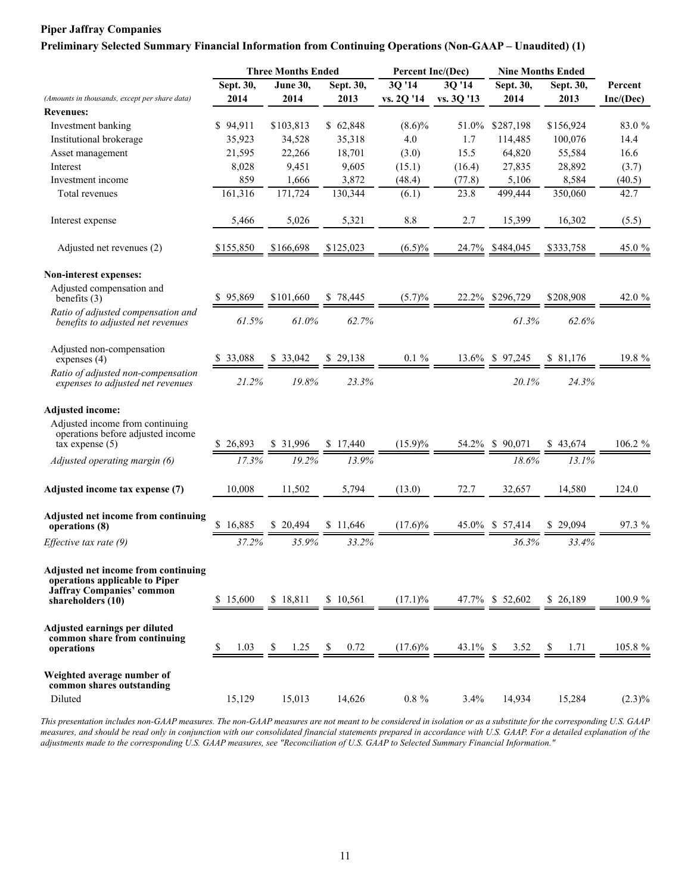**Piper Jaffray Companies**

**Preliminary Selected Summary Financial Information from Continuing Operations (Non-GAAP – Unaudited) (1)**

| | Three Months Ended | | | Percent Inc/(Dec) | | Nine Months Ended | | |
|---|---|---|---|---|---|---|---|---|
| *(Amounts in thousands, except per share data)* | Sept. 30, 2014 | June 30, 2014 | Sept. 30, 2013 | 3Q '14 vs. 2Q '14 | 3Q '14 vs. 3Q '13 | Sept. 30, 2014 | Sept. 30, 2013 | Percent Inc/(Dec) |
| **Revenues:** | | | | | | | | |
| Investment banking | $ 94,911 | $103,813 | $ 62,848 | (8.6)% | 51.0% | $287,198 | $156,924 | 83.0 % |
| Institutional brokerage | 35,923 | 34,528 | 35,318 | 4.0 | 1.7 | 114,485 | 100,076 | 14.4 |
| Asset management | 21,595 | 22,266 | 18,701 | (3.0) | 15.5 | 64,820 | 55,584 | 16.6 |
| Interest | 8,028 | 9,451 | 9,605 | (15.1) | (16.4) | 27,835 | 28,892 | (3.7) |
| Investment income | 859 | 1,666 | 3,872 | (48.4) | (77.8) | 5,106 | 8,584 | (40.5) |
| Total revenues | 161,316 | 171,724 | 130,344 | (6.1) | 23.8 | 499,444 | 350,060 | 42.7 |
| Interest expense | 5,466 | 5,026 | 5,321 | 8.8 | 2.7 | 15,399 | 16,302 | (5.5) |
| Adjusted net revenues (2) | $155,850 | $166,698 | $125,023 | (6.5)% | 24.7% | $484,045 | $333,758 | 45.0 % |
| **Non-interest expenses:** | | | | | | | | |
| Adjusted compensation and benefits (3) | $ 95,869 | $101,660 | $ 78,445 | (5.7)% | 22.2% | $296,729 | $208,908 | 42.0 % |
| *Ratio of adjusted compensation and benefits to adjusted net revenues* | *61.5%* | *61.0%* | *62.7%* | | | *61.3%* | *62.6%* | |
| Adjusted non-compensation expenses (4) | $ 33,088 | $ 33,042 | $ 29,138 | 0.1 % | 13.6% | $ 97,245 | $ 81,176 | 19.8 % |
| *Ratio of adjusted non-compensation expenses to adjusted net revenues* | *21.2%* | *19.8%* | *23.3%* | | | *20.1%* | *24.3%* | |
| **Adjusted income:** | | | | | | | | |
| Adjusted income from continuing operations before adjusted income tax expense (5) | $ 26,893 | $ 31,996 | $ 17,440 | (15.9)% | 54.2% | $ 90,071 | $ 43,674 | 106.2 % |
| *Adjusted operating margin (6)* | *17.3%* | *19.2%* | *13.9%* | | | *18.6%* | *13.1%* | |
| **Adjusted income tax expense (7)** | 10,008 | 11,502 | 5,794 | (13.0) | 72.7 | 32,657 | 14,580 | 124.0 |
| **Adjusted net income from continuing operations (8)** | $ 16,885 | $ 20,494 | $ 11,646 | (17.6)% | 45.0% | $ 57,414 | $ 29,094 | 97.3 % |
| *Effective tax rate (9)* | *37.2%* | *35.9%* | *33.2%* | | | *36.3%* | *33.4%* | |
| **Adjusted net income from continuing operations applicable to Piper Jaffray Companies' common shareholders (10)** | $ 15,600 | $ 18,811 | $ 10,561 | (17.1)% | 47.7% | $ 52,602 | $ 26,189 | 100.9 % |
| **Adjusted earnings per diluted common share from continuing operations** | $ 1.03 | $ 1.25 | $ 0.72 | (17.6)% | 43.1% | $ 3.52 | $ 1.71 | 105.8 % |
| **Weighted average number of common shares outstanding** | | | | | | | | |
| Diluted | 15,129 | 15,013 | 14,626 | 0.8 % | 3.4% | 14,934 | 15,284 | (2.3)% |

*This presentation includes non-GAAP measures. The non-GAAP measures are not meant to be considered in isolation or as a substitute for the corresponding U.S. GAAP measures, and should be read only in conjunction with our consolidated financial statements prepared in accordance with U.S. GAAP. For a detailed explanation of the adjustments made to the corresponding U.S. GAAP measures, see "Reconciliation of U.S. GAAP to Selected Summary Financial Information."*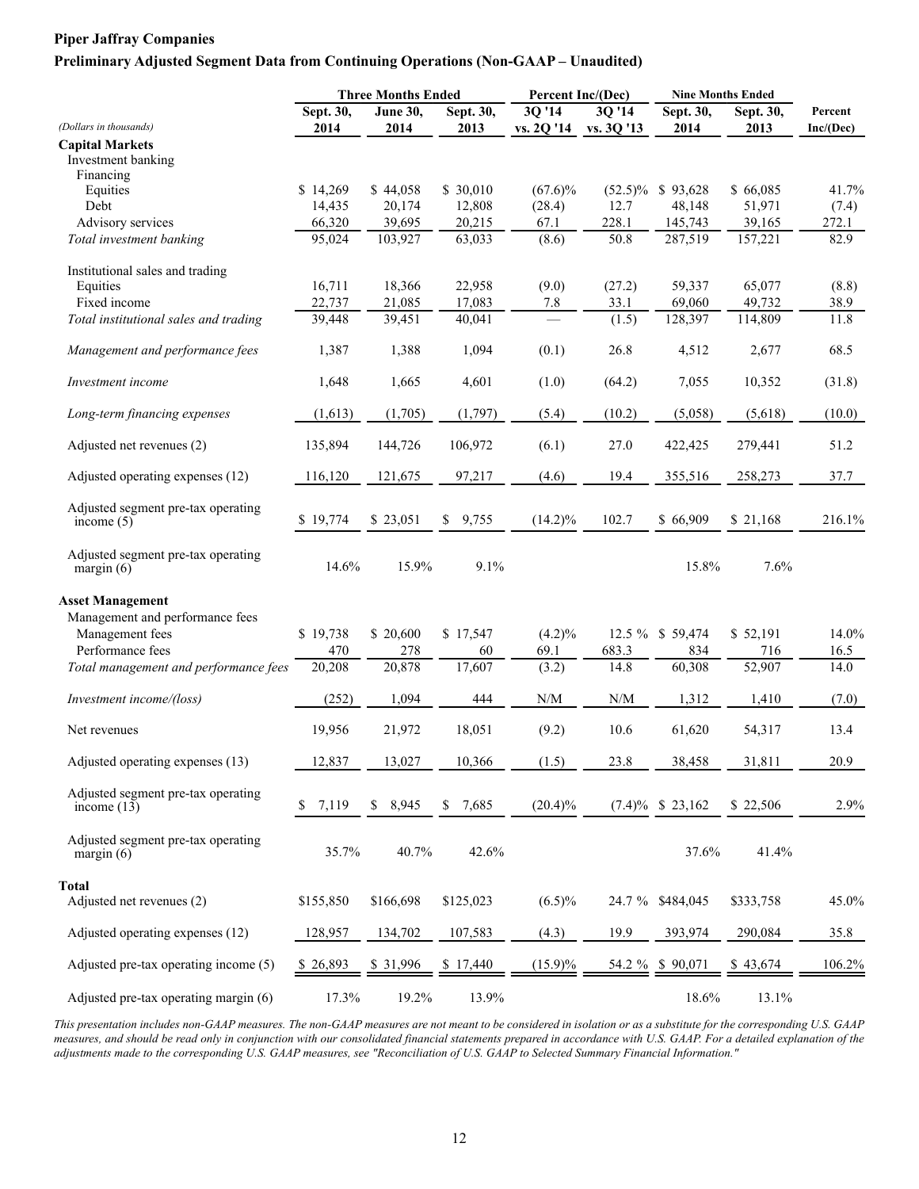**Piper Jaffray Companies**

**Preliminary Adjusted Segment Data from Continuing Operations (Non-GAAP – Unaudited)**

| *(Dollars in thousands)* | Three Months Ended | | | Percent Inc/(Dec) | | Nine Months Ended | | |
|---|---|---|---|---|---|---|---|---|
| | Sept. 30, 2014 | June 30, 2014 | Sept. 30, 2013 | 3Q '14 vs. 2Q '14 | 3Q '14 vs. 3Q '13 | Sept. 30, 2014 | Sept. 30, 2013 | Percent Inc/(Dec) |
| **Capital Markets** | | | | | | | | |
| Investment banking | | | | | | | | |
| Financing | | | | | | | | |
| Equities | $ 14,269 | $ 44,058 | $ 30,010 | (67.6)% | (52.5)% | $ 93,628 | $ 66,085 | 41.7% |
| Debt | 14,435 | 20,174 | 12,808 | (28.4) | 12.7 | 48,148 | 51,971 | (7.4) |
| Advisory services | 66,320 | 39,695 | 20,215 | 67.1 | 228.1 | 145,743 | 39,165 | 272.1 |
| *Total investment banking* | 95,024 | 103,927 | 63,033 | (8.6) | 50.8 | 287,519 | 157,221 | 82.9 |
| Institutional sales and trading | | | | | | | | |
| Equities | 16,711 | 18,366 | 22,958 | (9.0) | (27.2) | 59,337 | 65,077 | (8.8) |
| Fixed income | 22,737 | 21,085 | 17,083 | 7.8 | 33.1 | 69,060 | 49,732 | 38.9 |
| *Total institutional sales and trading* | 39,448 | 39,451 | 40,041 | — | (1.5) | 128,397 | 114,809 | 11.8 |
| *Management and performance fees* | 1,387 | 1,388 | 1,094 | (0.1) | 26.8 | 4,512 | 2,677 | 68.5 |
| *Investment income* | 1,648 | 1,665 | 4,601 | (1.0) | (64.2) | 7,055 | 10,352 | (31.8) |
| *Long-term financing expenses* | (1,613) | (1,705) | (1,797) | (5.4) | (10.2) | (5,058) | (5,618) | (10.0) |
| Adjusted net revenues (2) | 135,894 | 144,726 | 106,972 | (6.1) | 27.0 | 422,425 | 279,441 | 51.2 |
| Adjusted operating expenses (12) | 116,120 | 121,675 | 97,217 | (4.6) | 19.4 | 355,516 | 258,273 | 37.7 |
| Adjusted segment pre-tax operating income (5) | $ 19,774 | $ 23,051 | $ 9,755 | (14.2)% | 102.7 | $ 66,909 | $ 21,168 | 216.1% |
| Adjusted segment pre-tax operating margin (6) | 14.6% | 15.9% | 9.1% | | | 15.8% | 7.6% | |
| **Asset Management** | | | | | | | | |
| Management and performance fees | | | | | | | | |
| Management fees | $ 19,738 | $ 20,600 | $ 17,547 | (4.2)% | 12.5 % | $ 59,474 | $ 52,191 | 14.0% |
| Performance fees | 470 | 278 | 60 | 69.1 | 683.3 | 834 | 716 | 16.5 |
| *Total management and performance fees* | 20,208 | 20,878 | 17,607 | (3.2) | 14.8 | 60,308 | 52,907 | 14.0 |
| *Investment income/(loss)* | (252) | 1,094 | 444 | N/M | N/M | 1,312 | 1,410 | (7.0) |
| Net revenues | 19,956 | 21,972 | 18,051 | (9.2) | 10.6 | 61,620 | 54,317 | 13.4 |
| Adjusted operating expenses (13) | 12,837 | 13,027 | 10,366 | (1.5) | 23.8 | 38,458 | 31,811 | 20.9 |
| Adjusted segment pre-tax operating income (13) | $ 7,119 | $ 8,945 | $ 7,685 | (20.4)% | (7.4)% | $ 23,162 | $ 22,506 | 2.9% |
| Adjusted segment pre-tax operating margin (6) | 35.7% | 40.7% | 42.6% | | | 37.6% | 41.4% | |
| **Total** | | | | | | | | |
| Adjusted net revenues (2) | $155,850 | $166,698 | $125,023 | (6.5)% | 24.7 % | $484,045 | $333,758 | 45.0% |
| Adjusted operating expenses (12) | 128,957 | 134,702 | 107,583 | (4.3) | 19.9 | 393,974 | 290,084 | 35.8 |
| Adjusted pre-tax operating income (5) | $ 26,893 | $ 31,996 | $ 17,440 | (15.9)% | 54.2 % | $ 90,071 | $ 43,674 | 106.2% |
| Adjusted pre-tax operating margin (6) | 17.3% | 19.2% | 13.9% | | | 18.6% | 13.1% | |

*This presentation includes non-GAAP measures. The non-GAAP measures are not meant to be considered in isolation or as a substitute for the corresponding U.S. GAAP measures, and should be read only in conjunction with our consolidated financial statements prepared in accordance with U.S. GAAP. For a detailed explanation of the adjustments made to the corresponding U.S. GAAP measures, see "Reconciliation of U.S. GAAP to Selected Summary Financial Information."*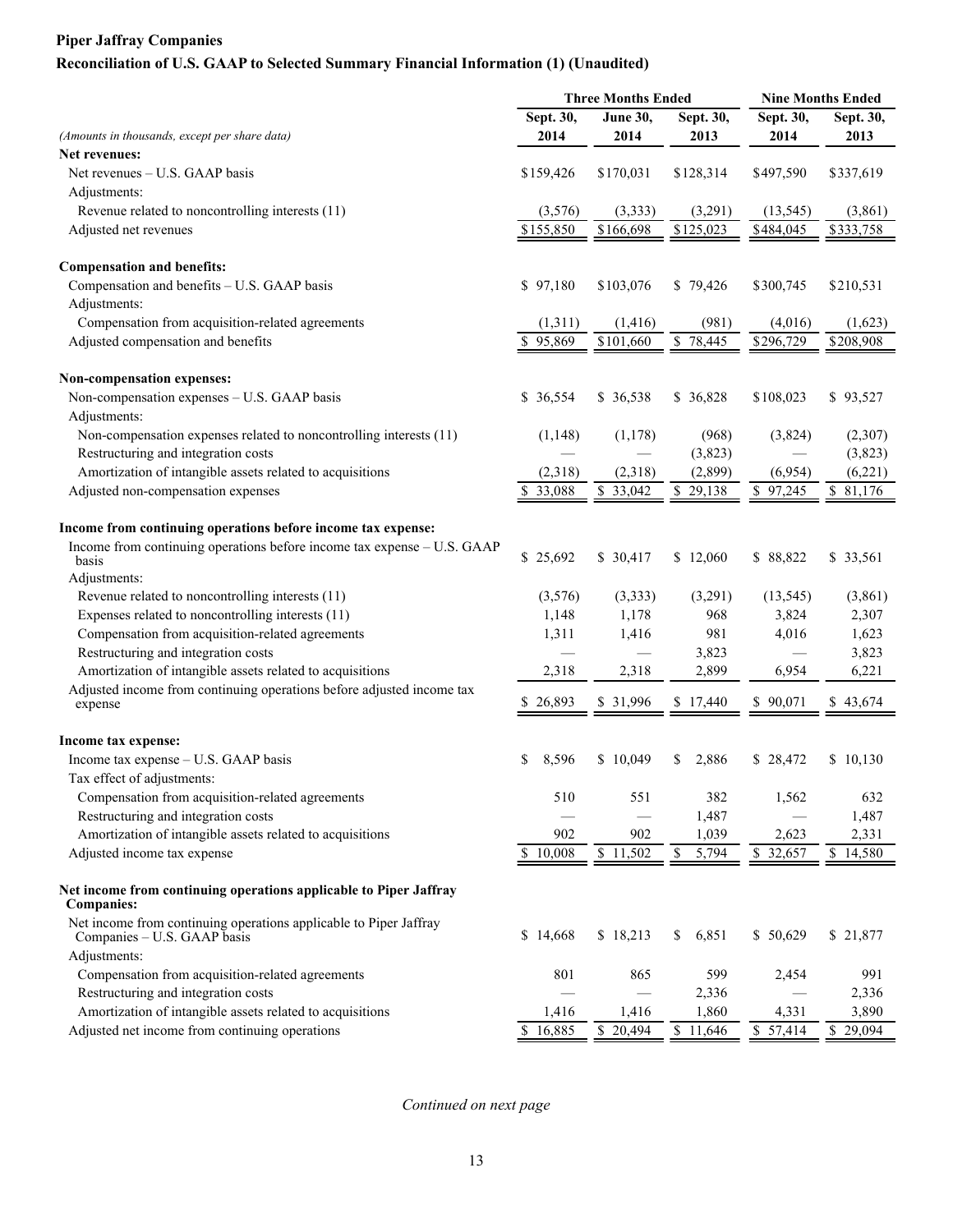**Piper Jaffray Companies**

**Reconciliation of U.S. GAAP to Selected Summary Financial Information (1) (Unaudited)**

| | Three Months Ended | | | Nine Months Ended | |
|---|---|---|---|---|---|
| *(Amounts in thousands, except per share data)* | Sept. 30, 2014 | June 30, 2014 | Sept. 30, 2013 | Sept. 30, 2014 | Sept. 30, 2013 |
| **Net revenues:** | | | | | |
| Net revenues – U.S. GAAP basis | $159,426 | $170,031 | $128,314 | $497,590 | $337,619 |
| Adjustments: | | | | | |
| Revenue related to noncontrolling interests (11) | (3,576) | (3,333) | (3,291) | (13,545) | (3,861) |
| Adjusted net revenues | $155,850 | $166,698 | $125,023 | $484,045 | $333,758 |
| **Compensation and benefits:** | | | | | |
| Compensation and benefits – U.S. GAAP basis | $ 97,180 | $103,076 | $ 79,426 | $300,745 | $210,531 |
| Adjustments: | | | | | |
| Compensation from acquisition-related agreements | (1,311) | (1,416) | (981) | (4,016) | (1,623) |
| Adjusted compensation and benefits | $ 95,869 | $101,660 | $ 78,445 | $296,729 | $208,908 |
| **Non-compensation expenses:** | | | | | |
| Non-compensation expenses – U.S. GAAP basis | $ 36,554 | $ 36,538 | $ 36,828 | $108,023 | $ 93,527 |
| Adjustments: | | | | | |
| Non-compensation expenses related to noncontrolling interests (11) | (1,148) | (1,178) | (968) | (3,824) | (2,307) |
| Restructuring and integration costs | — | — | (3,823) | — | (3,823) |
| Amortization of intangible assets related to acquisitions | (2,318) | (2,318) | (2,899) | (6,954) | (6,221) |
| Adjusted non-compensation expenses | $ 33,088 | $ 33,042 | $ 29,138 | $ 97,245 | $ 81,176 |
| **Income from continuing operations before income tax expense:** | | | | | |
| Income from continuing operations before income tax expense – U.S. GAAP basis | $ 25,692 | $ 30,417 | $ 12,060 | $ 88,822 | $ 33,561 |
| Adjustments: | | | | | |
| Revenue related to noncontrolling interests (11) | (3,576) | (3,333) | (3,291) | (13,545) | (3,861) |
| Expenses related to noncontrolling interests (11) | 1,148 | 1,178 | 968 | 3,824 | 2,307 |
| Compensation from acquisition-related agreements | 1,311 | 1,416 | 981 | 4,016 | 1,623 |
| Restructuring and integration costs | — | — | 3,823 | — | 3,823 |
| Amortization of intangible assets related to acquisitions | 2,318 | 2,318 | 2,899 | 6,954 | 6,221 |
| Adjusted income from continuing operations before adjusted income tax expense | $ 26,893 | $ 31,996 | $ 17,440 | $ 90,071 | $ 43,674 |
| **Income tax expense:** | | | | | |
| Income tax expense – U.S. GAAP basis | $ 8,596 | $ 10,049 | $ 2,886 | $ 28,472 | $ 10,130 |
| Tax effect of adjustments: | | | | | |
| Compensation from acquisition-related agreements | 510 | 551 | 382 | 1,562 | 632 |
| Restructuring and integration costs | — | — | 1,487 | — | 1,487 |
| Amortization of intangible assets related to acquisitions | 902 | 902 | 1,039 | 2,623 | 2,331 |
| Adjusted income tax expense | $ 10,008 | $ 11,502 | $ 5,794 | $ 32,657 | $ 14,580 |
| **Net income from continuing operations applicable to Piper Jaffray Companies:** | | | | | |
| Net income from continuing operations applicable to Piper Jaffray Companies – U.S. GAAP basis | $ 14,668 | $ 18,213 | $ 6,851 | $ 50,629 | $ 21,877 |
| Adjustments: | | | | | |
| Compensation from acquisition-related agreements | 801 | 865 | 599 | 2,454 | 991 |
| Restructuring and integration costs | — | — | 2,336 | — | 2,336 |
| Amortization of intangible assets related to acquisitions | 1,416 | 1,416 | 1,860 | 4,331 | 3,890 |
| Adjusted net income from continuing operations | $ 16,885 | $ 20,494 | $ 11,646 | $ 57,414 | $ 29,094 |

*Continued on next page*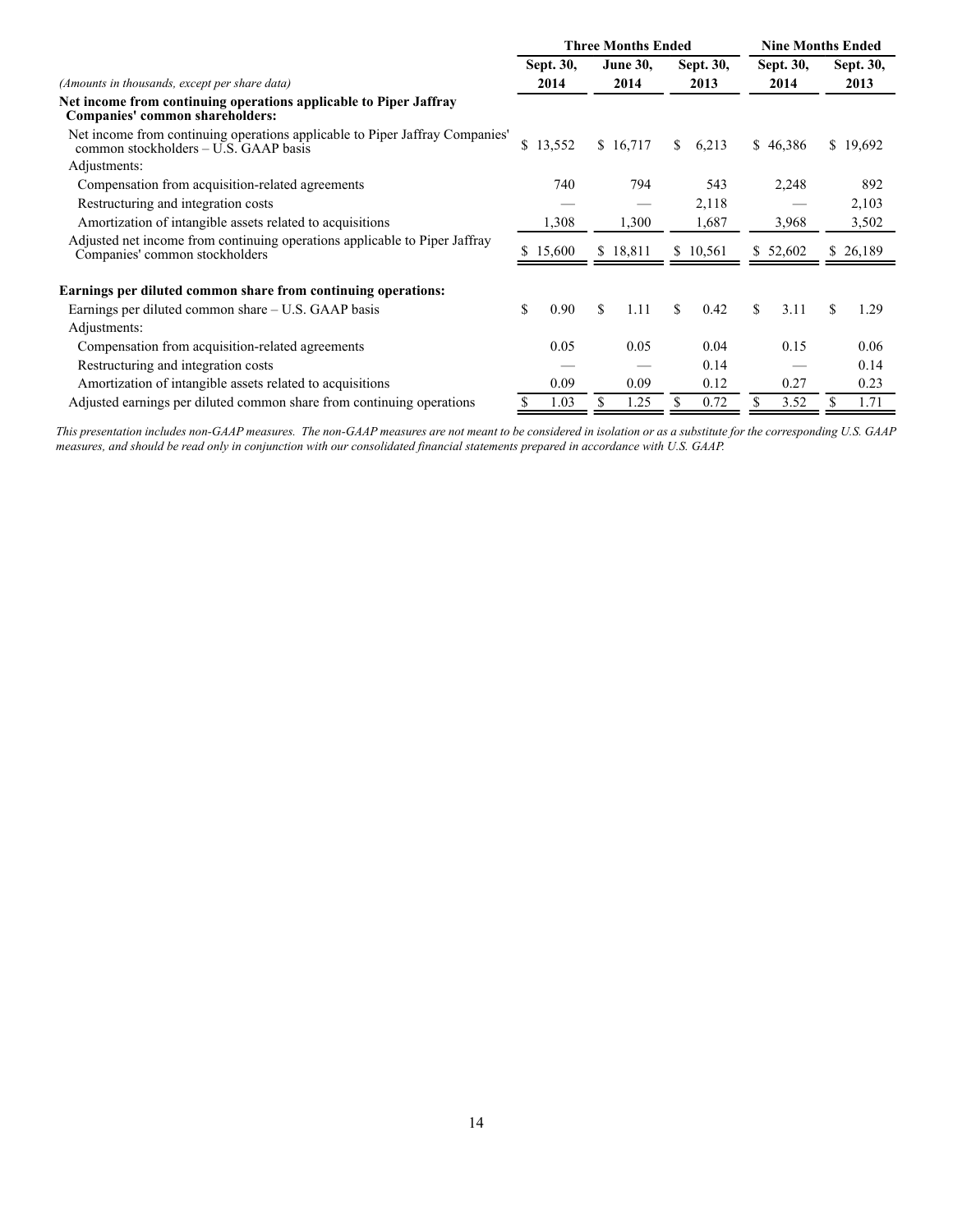| *(Amounts in thousands, except per share data)* | Three Months Ended | | | Nine Months Ended | |
|---|---|---|---|---|---|
| | Sept. 30, 2014 | June 30, 2014 | Sept. 30, 2013 | Sept. 30, 2014 | Sept. 30, 2013 |
| **Net income from continuing operations applicable to Piper Jaffray Companies' common shareholders:** | | | | | |
| Net income from continuing operations applicable to Piper Jaffray Companies' common stockholders – U.S. GAAP basis | $ 13,552 | $ 16,717 | $ 6,213 | $ 46,386 | $ 19,692 |
| Adjustments: | | | | | |
| Compensation from acquisition-related agreements | 740 | 794 | 543 | 2,248 | 892 |
| Restructuring and integration costs | — | — | 2,118 | — | 2,103 |
| Amortization of intangible assets related to acquisitions | 1,308 | 1,300 | 1,687 | 3,968 | 3,502 |
| Adjusted net income from continuing operations applicable to Piper Jaffray Companies' common stockholders | $ 15,600 | $ 18,811 | $ 10,561 | $ 52,602 | $ 26,189 |
| | | | | | |
| **Earnings per diluted common share from continuing operations:** | | | | | |
| Earnings per diluted common share – U.S. GAAP basis | $ 0.90 | $ 1.11 | $ 0.42 | $ 3.11 | $ 1.29 |
| Adjustments: | | | | | |
| Compensation from acquisition-related agreements | 0.05 | 0.05 | 0.04 | 0.15 | 0.06 |
| Restructuring and integration costs | — | — | 0.14 | — | 0.14 |
| Amortization of intangible assets related to acquisitions | 0.09 | 0.09 | 0.12 | 0.27 | 0.23 |
| Adjusted earnings per diluted common share from continuing operations | $ 1.03 | $ 1.25 | $ 0.72 | $ 3.52 | $ 1.71 |

*This presentation includes non-GAAP measures. The non-GAAP measures are not meant to be considered in isolation or as a substitute for the corresponding U.S. GAAP measures, and should be read only in conjunction with our consolidated financial statements prepared in accordance with U.S. GAAP.*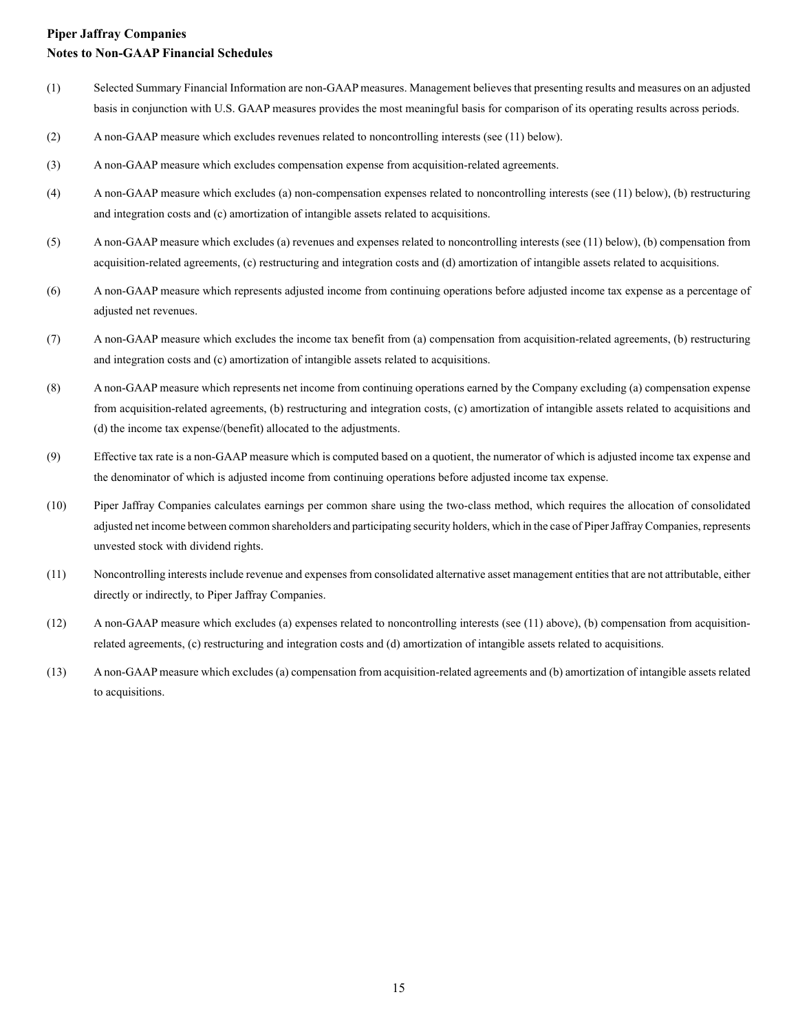**Piper Jaffray Companies**
**Notes to Non-GAAP Financial Schedules**

(1) Selected Summary Financial Information are non-GAAP measures. Management believes that presenting results and measures on an adjusted basis in conjunction with U.S. GAAP measures provides the most meaningful basis for comparison of its operating results across periods.

(2) A non-GAAP measure which excludes revenues related to noncontrolling interests (see (11) below).

(3) A non-GAAP measure which excludes compensation expense from acquisition-related agreements.

(4) A non-GAAP measure which excludes (a) non-compensation expenses related to noncontrolling interests (see (11) below), (b) restructuring and integration costs and (c) amortization of intangible assets related to acquisitions.

(5) A non-GAAP measure which excludes (a) revenues and expenses related to noncontrolling interests (see (11) below), (b) compensation from acquisition-related agreements, (c) restructuring and integration costs and (d) amortization of intangible assets related to acquisitions.

(6) A non-GAAP measure which represents adjusted income from continuing operations before adjusted income tax expense as a percentage of adjusted net revenues.

(7) A non-GAAP measure which excludes the income tax benefit from (a) compensation from acquisition-related agreements, (b) restructuring and integration costs and (c) amortization of intangible assets related to acquisitions.

(8) A non-GAAP measure which represents net income from continuing operations earned by the Company excluding (a) compensation expense from acquisition-related agreements, (b) restructuring and integration costs, (c) amortization of intangible assets related to acquisitions and (d) the income tax expense/(benefit) allocated to the adjustments.

(9) Effective tax rate is a non-GAAP measure which is computed based on a quotient, the numerator of which is adjusted income tax expense and the denominator of which is adjusted income from continuing operations before adjusted income tax expense.

(10) Piper Jaffray Companies calculates earnings per common share using the two-class method, which requires the allocation of consolidated adjusted net income between common shareholders and participating security holders, which in the case of Piper Jaffray Companies, represents unvested stock with dividend rights.

(11) Noncontrolling interests include revenue and expenses from consolidated alternative asset management entities that are not attributable, either directly or indirectly, to Piper Jaffray Companies.

(12) A non-GAAP measure which excludes (a) expenses related to noncontrolling interests (see (11) above), (b) compensation from acquisition-related agreements, (c) restructuring and integration costs and (d) amortization of intangible assets related to acquisitions.

(13) A non-GAAP measure which excludes (a) compensation from acquisition-related agreements and (b) amortization of intangible assets related to acquisitions.